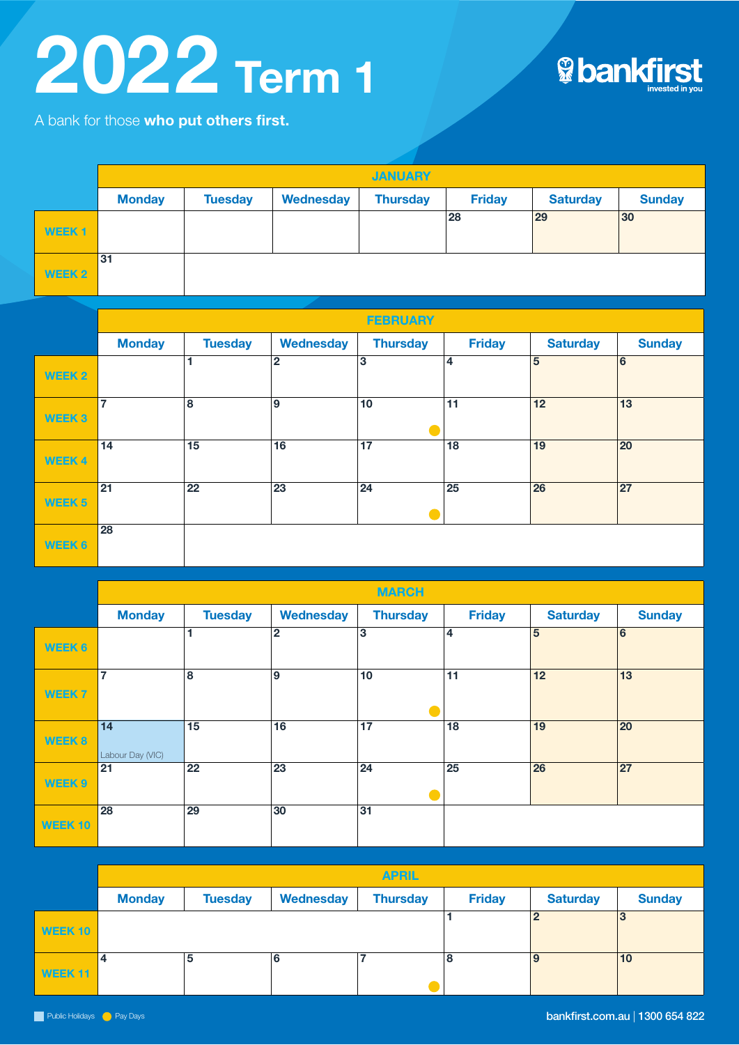# 2022 Term 1

bankfirst
invested in you

A bank for those **who put others first.**

## JANUARY

| | Monday | Tuesday | Wednesday | Thursday | Friday | Saturday | Sunday |
|---|---|---|---|---|---|---|---|
| WEEK 1 | | | | | 28 | 29 | 30 |
| WEEK 2 | 31 | | | | | | |

## FEBRUARY

| | Monday | Tuesday | Wednesday | Thursday | Friday | Saturday | Sunday |
|---|---|---|---|---|---|---|---|
| WEEK 2 | | 1 | 2 | 3 | 4 | 5 | 6 |
| WEEK 3 | 7 | 8 | 9 | 10 (Pay Day) | 11 | 12 | 13 |
| WEEK 4 | 14 | 15 | 16 | 17 | 18 | 19 | 20 |
| WEEK 5 | 21 | 22 | 23 | 24 (Pay Day) | 25 | 26 | 27 |
| WEEK 6 | 28 | | | | | | |

## MARCH

| | Monday | Tuesday | Wednesday | Thursday | Friday | Saturday | Sunday |
|---|---|---|---|---|---|---|---|
| WEEK 6 | | 1 | 2 | 3 | 4 | 5 | 6 |
| WEEK 7 | 7 | 8 | 9 | 10 (Pay Day) | 11 | 12 | 13 |
| WEEK 8 | 14 Labour Day (VIC) | 15 | 16 | 17 | 18 | 19 | 20 |
| WEEK 9 | 21 | 22 | 23 | 24 (Pay Day) | 25 | 26 | 27 |
| WEEK 10 | 28 | 29 | 30 | 31 | | | |

## APRIL

| | Monday | Tuesday | Wednesday | Thursday | Friday | Saturday | Sunday |
|---|---|---|---|---|---|---|---|
| WEEK 10 | | | | | 1 | 2 | 3 |
| WEEK 11 | 4 | 5 | 6 | 7 (Pay Day) | 8 | 9 | 10 |

Public Holidays | Pay Days

bankfirst.com.au | 1300 654 822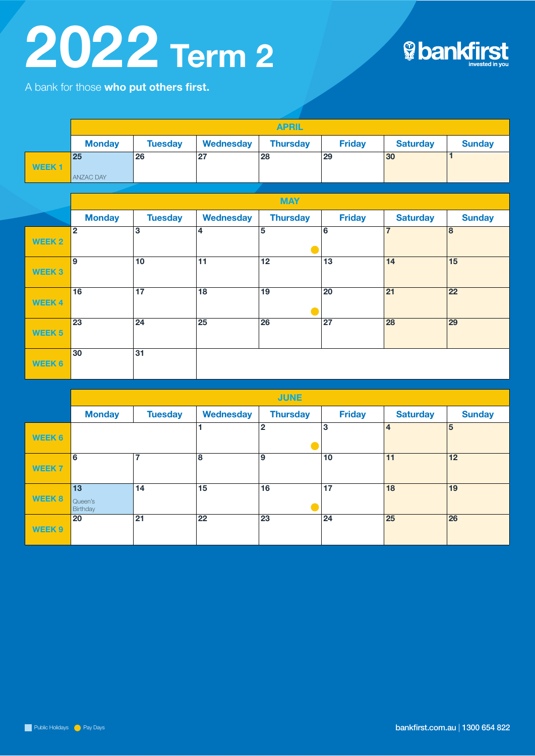# 2022 Term 2

bankfirst
invested in you

A bank for those **who put others first.**

| | APRIL | | | | | | |
|---|---|---|---|---|---|---|---|
| | Monday | Tuesday | Wednesday | Thursday | Friday | Saturday | Sunday |
| WEEK 1 | 25 ANZAC DAY | 26 | 27 | 28 | 29 | 30 | 1 |

| | MAY | | | | | | |
|---|---|---|---|---|---|---|---|
| | Monday | Tuesday | Wednesday | Thursday | Friday | Saturday | Sunday |
| WEEK 2 | 2 | 3 | 4 | 5 ● | 6 | 7 | 8 |
| WEEK 3 | 9 | 10 | 11 | 12 | 13 | 14 | 15 |
| WEEK 4 | 16 | 17 | 18 | 19 ● | 20 | 21 | 22 |
| WEEK 5 | 23 | 24 | 25 | 26 | 27 | 28 | 29 |
| WEEK 6 | 30 | 31 | | | | | |

| | JUNE | | | | | | |
|---|---|---|---|---|---|---|---|
| | Monday | Tuesday | Wednesday | Thursday | Friday | Saturday | Sunday |
| WEEK 6 | | | 1 | 2 ● | 3 | 4 | 5 |
| WEEK 7 | 6 | 7 | 8 | 9 | 10 | 11 | 12 |
| WEEK 8 | 13 Queen's Birthday | 14 | 15 | 16 ● | 17 | 18 | 19 |
| WEEK 9 | 20 | 21 | 22 | 23 | 24 | 25 | 26 |

Public Holidays ● Pay Days

bankfirst.com.au | 1300 654 822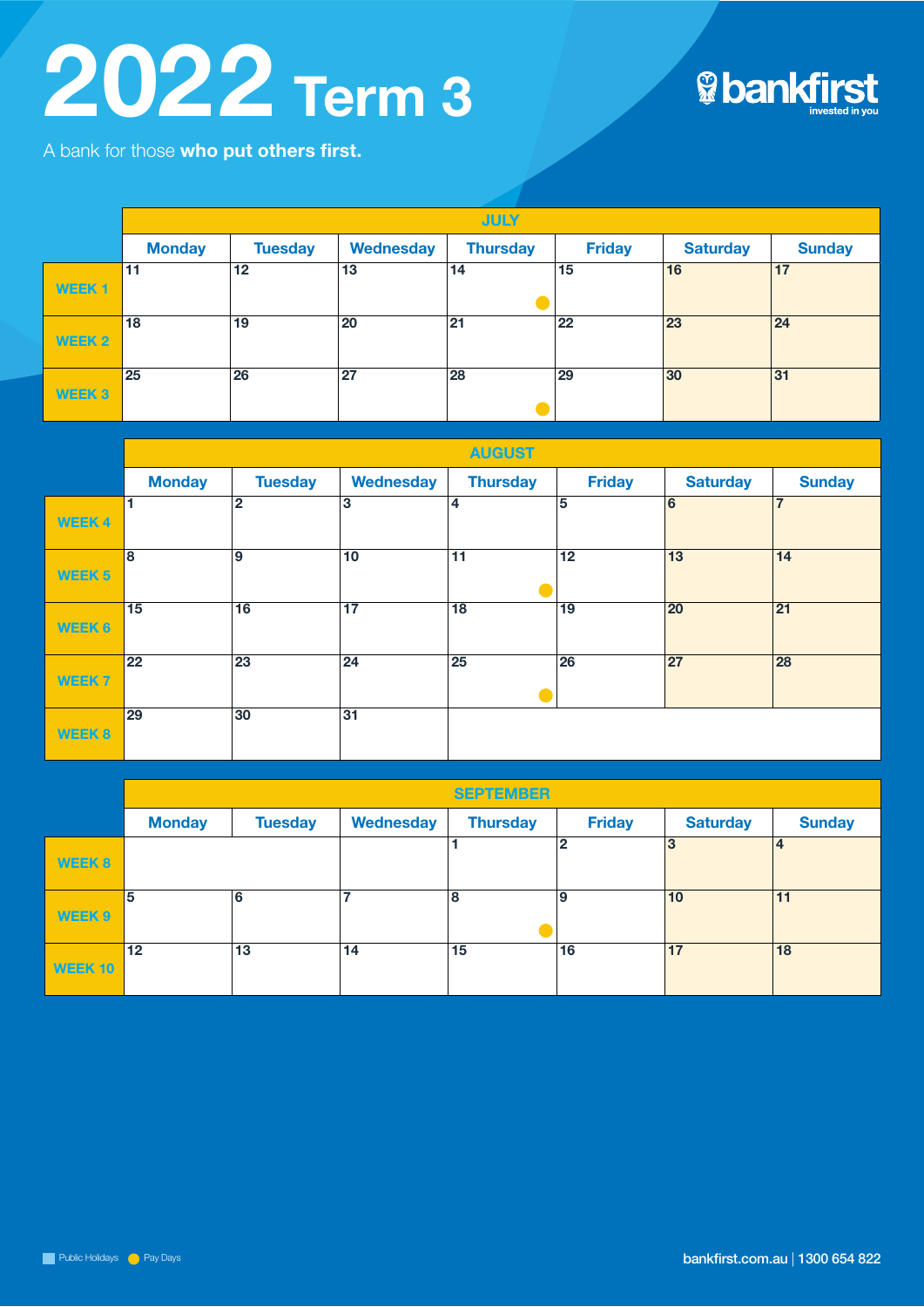# 2022 Term 3

A bank for those **who put others first.**

bankfirst invested in you

| | JULY | | | | | | |
|---|---|---|---|---|---|---|---|
| | Monday | Tuesday | Wednesday | Thursday | Friday | Saturday | Sunday |
| WEEK 1 | 11 | 12 | 13 | 14 ● | 15 | 16 | 17 |
| WEEK 2 | 18 | 19 | 20 | 21 | 22 | 23 | 24 |
| WEEK 3 | 25 | 26 | 27 | 28 ● | 29 | 30 | 31 |

| | AUGUST | | | | | | |
|---|---|---|---|---|---|---|---|
| | Monday | Tuesday | Wednesday | Thursday | Friday | Saturday | Sunday |
| WEEK 4 | 1 | 2 | 3 | 4 | 5 | 6 | 7 |
| WEEK 5 | 8 | 9 | 10 | 11 ● | 12 | 13 | 14 |
| WEEK 6 | 15 | 16 | 17 | 18 | 19 | 20 | 21 |
| WEEK 7 | 22 | 23 | 24 | 25 ● | 26 | 27 | 28 |
| WEEK 8 | 29 | 30 | 31 | | | | |

| | SEPTEMBER | | | | | | |
|---|---|---|---|---|---|---|---|
| | Monday | Tuesday | Wednesday | Thursday | Friday | Saturday | Sunday |
| WEEK 8 | | | | 1 | 2 | 3 | 4 |
| WEEK 9 | 5 | 6 | 7 | 8 ● | 9 | 10 | 11 |
| WEEK 10 | 12 | 13 | 14 | 15 | 16 | 17 | 18 |

Public Holidays ● Pay Days

bankfirst.com.au | 1300 654 822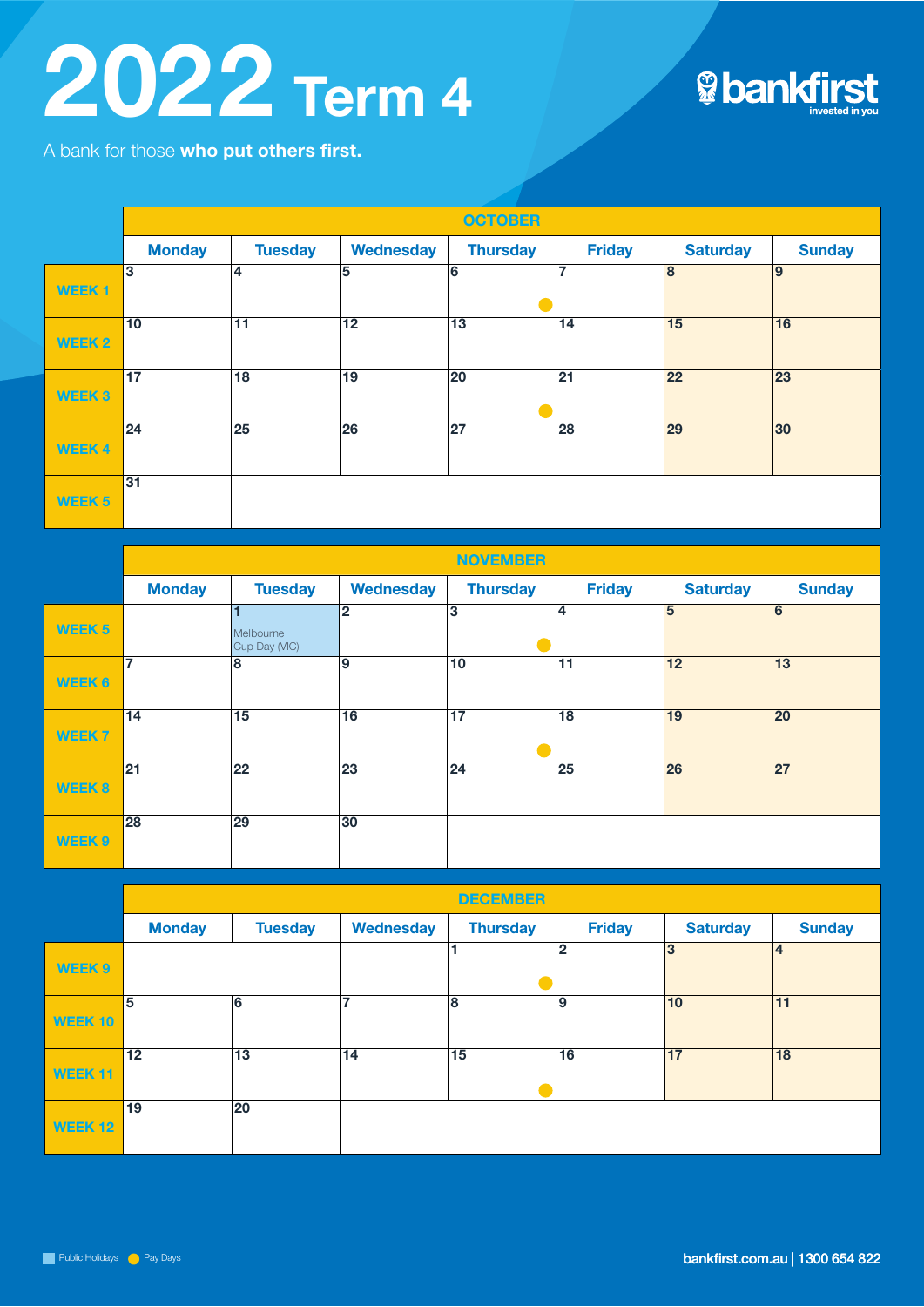# 2022 Term 4

bankfirst
invested in you

A bank for those **who put others first.**

## OCTOBER

| | Monday | Tuesday | Wednesday | Thursday | Friday | Saturday | Sunday |
|---|---|---|---|---|---|---|---|
| WEEK 1 | 3 | 4 | 5 | 6 (Pay Day) | 7 | 8 | 9 |
| WEEK 2 | 10 | 11 | 12 | 13 | 14 | 15 | 16 |
| WEEK 3 | 17 | 18 | 19 | 20 (Pay Day) | 21 | 22 | 23 |
| WEEK 4 | 24 | 25 | 26 | 27 | 28 | 29 | 30 |
| WEEK 5 | 31 | | | | | | |

## NOVEMBER

| | Monday | Tuesday | Wednesday | Thursday | Friday | Saturday | Sunday |
|---|---|---|---|---|---|---|---|
| WEEK 5 | | 1 Melbourne Cup Day (VIC) | 2 | 3 (Pay Day) | 4 | 5 | 6 |
| WEEK 6 | 7 | 8 | 9 | 10 | 11 | 12 | 13 |
| WEEK 7 | 14 | 15 | 16 | 17 (Pay Day) | 18 | 19 | 20 |
| WEEK 8 | 21 | 22 | 23 | 24 | 25 | 26 | 27 |
| WEEK 9 | 28 | 29 | 30 | | | | |

## DECEMBER

| | Monday | Tuesday | Wednesday | Thursday | Friday | Saturday | Sunday |
|---|---|---|---|---|---|---|---|
| WEEK 9 | | | | 1 (Pay Day) | 2 | 3 | 4 |
| WEEK 10 | 5 | 6 | 7 | 8 | 9 | 10 | 11 |
| WEEK 11 | 12 | 13 | 14 | 15 (Pay Day) | 16 | 17 | 18 |
| WEEK 12 | 19 | 20 | | | | | |

Public Holidays | Pay Days

bankfirst.com.au | 1300 654 822